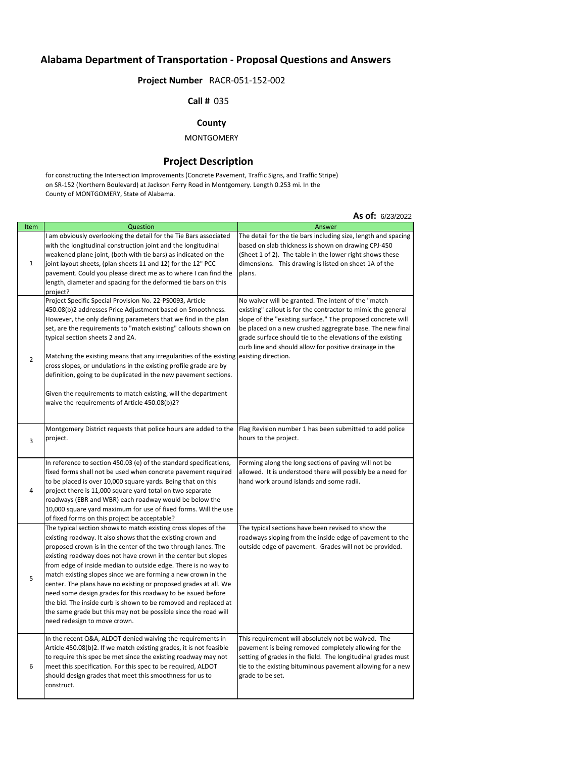# Alabama Department of Transportation - Proposal Questions and Answers

**Project Number** RACR-051-152-002

**Call #** 035

**County**

MONTGOMERY

## Project Description

for constructing the Intersection Improvements (Concrete Pavement, Traffic Signs, and Traffic Stripe) on SR-152 (Northern Boulevard) at Jackson Ferry Road in Montgomery. Length 0.253 mi. In the County of MONTGOMERY, State of Alabama.

**As of:** 6/23/2022

| Item | Question | Answer |
|---|---|---|
| 1 | I am obviously overlooking the detail for the Tie Bars associated with the longitudinal construction joint and the longitudinal weakened plane joint, (both with tie bars) as indicated on the joint layout sheets, (plan sheets 11 and 12) for the 12" PCC pavement. Could you please direct me as to where I can find the length, diameter and spacing for the deformed tie bars on this project? | The detail for the tie bars including size, length and spacing based on slab thickness is shown on drawing CPJ-450 (Sheet 1 of 2). The table in the lower right shows these dimensions. This drawing is listed on sheet 1A of the plans. |
| 2 | Project Specific Special Provision No. 22-PS0093, Article 450.08(b)2 addresses Price Adjustment based on Smoothness. However, the only defining parameters that we find in the plan set, are the requirements to "match existing" callouts shown on typical section sheets 2 and 2A.<br><br>Matching the existing means that any irregularities of the existing cross slopes, or undulations in the existing profile grade are by definition, going to be duplicated in the new pavement sections.<br><br>Given the requirements to match existing, will the department waive the requirements of Article 450.08(b)2? | No waiver will be granted. The intent of the "match existing" callout is for the contractor to mimic the general slope of the "existing surface." The proposed concrete will be placed on a new crushed aggregrate base. The new final grade surface should tie to the elevations of the existing curb line and should allow for positive drainage in the existing direction. |
| 3 | Montgomery District requests that police hours are added to the project. | Flag Revision number 1 has been submitted to add police hours to the project. |
| 4 | In reference to section 450.03 (e) of the standard specifications, fixed forms shall not be used when concrete pavement required to be placed is over 10,000 square yards. Being that on this project there is 11,000 square yard total on two separate roadways (EBR and WBR) each roadway would be below the 10,000 square yard maximum for use of fixed forms. Will the use of fixed forms on this project be acceptable? | Forming along the long sections of paving will not be allowed. It is understood there will possibly be a need for hand work around islands and some radii. |
| 5 | The typical section shows to match existing cross slopes of the existing roadway. It also shows that the existing crown and proposed crown is in the center of the two through lanes. The existing roadway does not have crown in the center but slopes from edge of inside median to outside edge. There is no way to match existing slopes since we are forming a new crown in the center. The plans have no existing or proposed grades at all. We need some design grades for this roadway to be issued before the bid. The inside curb is shown to be removed and replaced at the same grade but this may not be possible since the road will need redesign to move crown. | The typical sections have been revised to show the roadways sloping from the inside edge of pavement to the outside edge of pavement. Grades will not be provided. |
| 6 | In the recent Q&A, ALDOT denied waiving the requirements in Article 450.08(b)2. If we match existing grades, it is not feasible to require this spec be met since the existing roadway may not meet this specification. For this spec to be required, ALDOT should design grades that meet this smoothness for us to construct. | This requirement will absolutely not be waived. The pavement is being removed completely allowing for the setting of grades in the field. The longitudinal grades must tie to the existing bituminous pavement allowing for a new grade to be set. |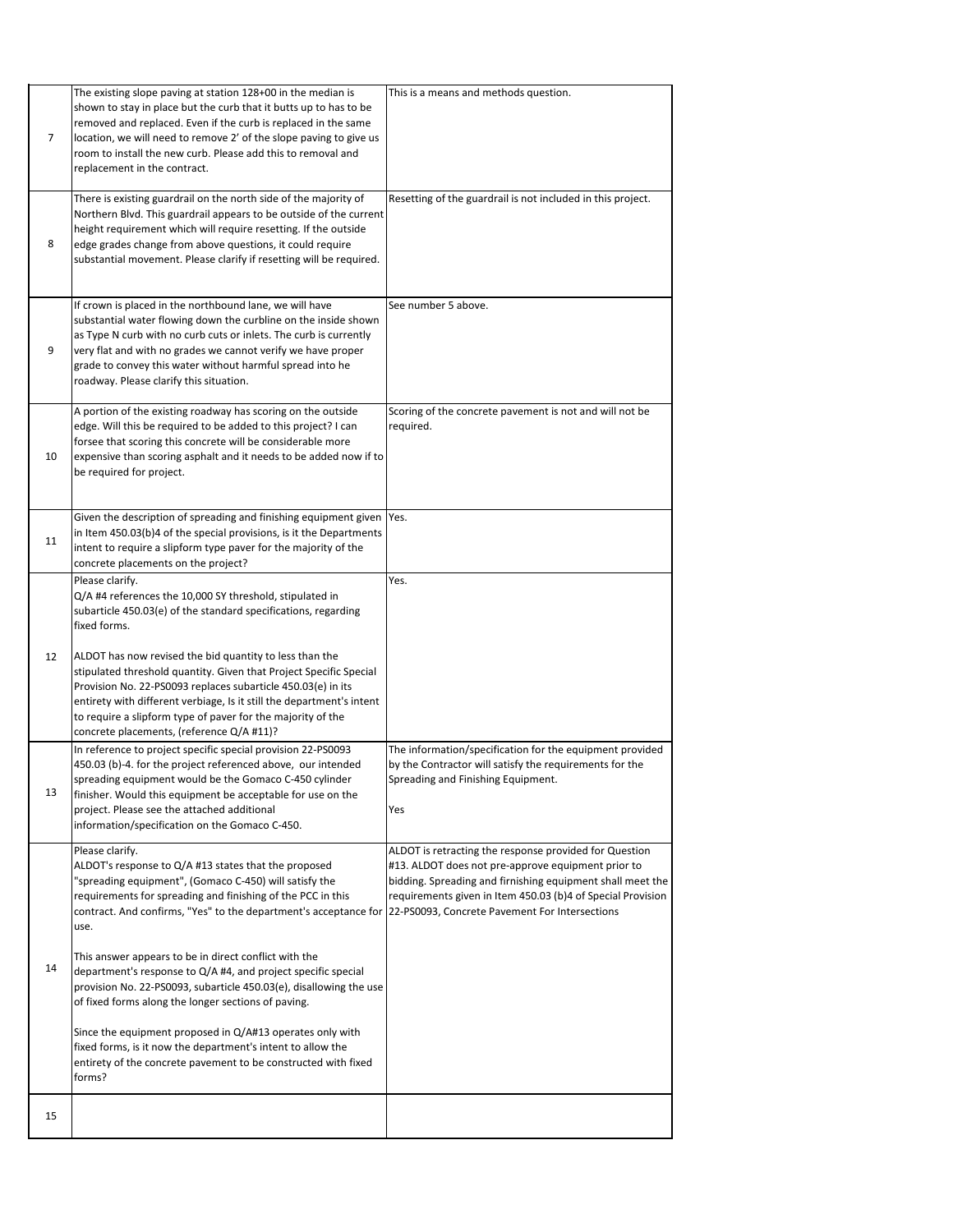| | | |
|---|---|---|
| 7 | The existing slope paving at station 128+00 in the median is shown to stay in place but the curb that it butts up to has to be removed and replaced. Even if the curb is replaced in the same location, we will need to remove 2' of the slope paving to give us room to install the new curb. Please add this to removal and replacement in the contract. | This is a means and methods question. |
| 8 | There is existing guardrail on the north side of the majority of Northern Blvd. This guardrail appears to be outside of the current height requirement which will require resetting. If the outside edge grades change from above questions, it could require substantial movement. Please clarify if resetting will be required. | Resetting of the guardrail is not included in this project. |
| 9 | If crown is placed in the northbound lane, we will have substantial water flowing down the curbline on the inside shown as Type N curb with no curb cuts or inlets. The curb is currently very flat and with no grades we cannot verify we have proper grade to convey this water without harmful spread into he roadway. Please clarify this situation. | See number 5 above. |
| 10 | A portion of the existing roadway has scoring on the outside edge. Will this be required to be added to this project? I can forsee that scoring this concrete will be considerable more expensive than scoring asphalt and it needs to be added now if to be required for project. | Scoring of the concrete pavement is not and will not be required. |
| 11 | Given the description of spreading and finishing equipment given in Item 450.03(b)4 of the special provisions, is it the Departments intent to require a slipform type paver for the majority of the concrete placements on the project? | Yes. |
| 12 | Please clarify.<br>Q/A #4 references the 10,000 SY threshold, stipulated in subarticle 450.03(e) of the standard specifications, regarding fixed forms.<br><br>ALDOT has now revised the bid quantity to less than the stipulated threshold quantity. Given that Project Specific Special Provision No. 22-PS0093 replaces subarticle 450.03(e) in its entirety with different verbiage, Is it still the department's intent to require a slipform type of paver for the majority of the concrete placements, (reference Q/A #11)? | Yes. |
| 13 | In reference to project specific special provision 22-PS0093 450.03 (b)-4. for the project referenced above, our intended spreading equipment would be the Gomaco C-450 cylinder finisher. Would this equipment be acceptable for use on the project. Please see the attached additional information/specification on the Gomaco C-450. | The information/specification for the equipment provided by the Contractor will satisfy the requirements for the Spreading and Finishing Equipment.<br><br>Yes |
| 14 | Please clarify.<br>ALDOT's response to Q/A #13 states that the proposed "spreading equipment", (Gomaco C-450) will satisfy the requirements for spreading and finishing of the PCC in this contract. And confirms, "Yes" to the department's acceptance for use.<br><br>This answer appears to be in direct conflict with the department's response to Q/A #4, and project specific special provision No. 22-PS0093, subarticle 450.03(e), disallowing the use of fixed forms along the longer sections of paving.<br><br>Since the equipment proposed in Q/A#13 operates only with fixed forms, is it now the department's intent to allow the entirety of the concrete pavement to be constructed with fixed forms? | ALDOT is retracting the response provided for Question #13. ALDOT does not pre-approve equipment prior to bidding. Spreading and firnishing equipment shall meet the requirements given in Item 450.03 (b)4 of Special Provision 22-PS0093, Concrete Pavement For Intersections |
| 15 | | |